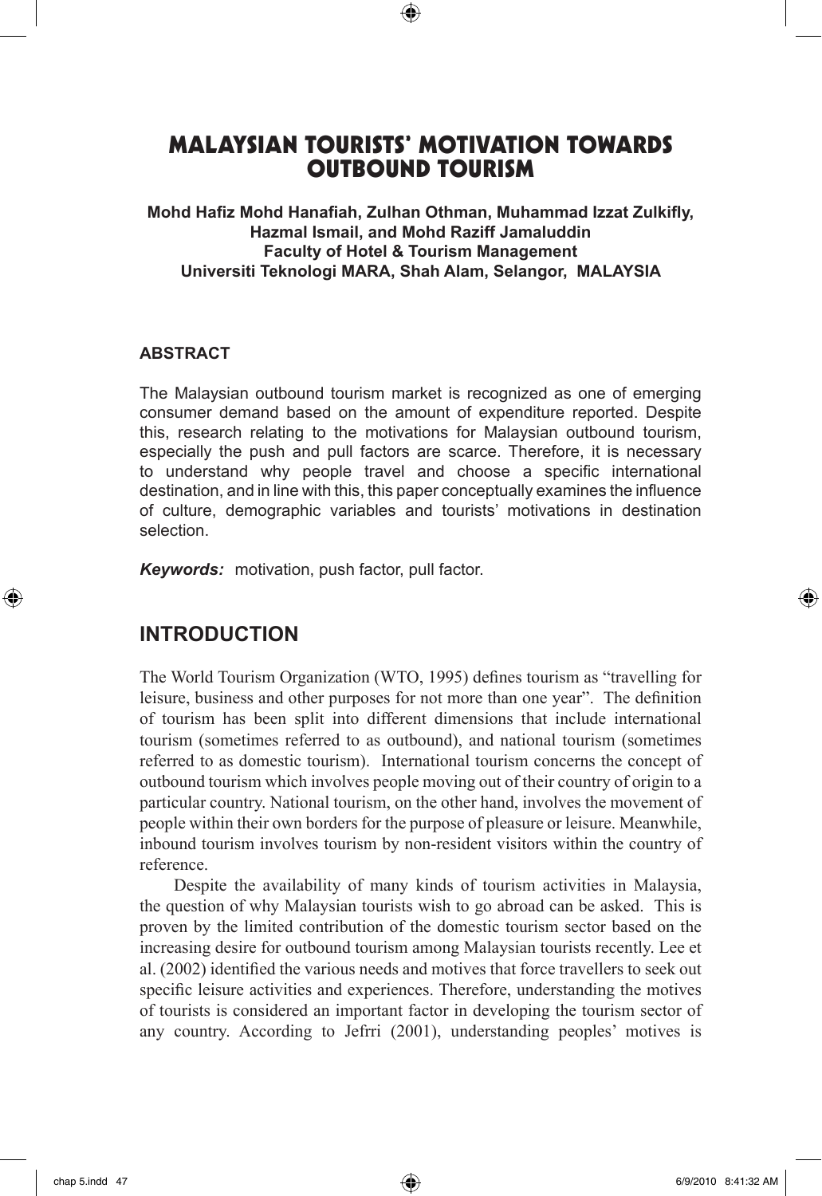# MALAYSIAN TOURISTS' MOTIVATION TOWARDS OUTBOUND TOURISM

**Mohd Hafiz Mohd Hanafiah, Zulhan Othman, Muhammad Izzat Zulkifly, Hazmal Ismail, and Mohd Raziff Jamaluddin**
**Faculty of Hotel & Tourism Management**
**Universiti Teknologi MARA, Shah Alam, Selangor, MALAYSIA**

### ABSTRACT

The Malaysian outbound tourism market is recognized as one of emerging consumer demand based on the amount of expenditure reported. Despite this, research relating to the motivations for Malaysian outbound tourism, especially the push and pull factors are scarce. Therefore, it is necessary to understand why people travel and choose a specific international destination, and in line with this, this paper conceptually examines the influence of culture, demographic variables and tourists' motivations in destination selection.

***Keywords:*** motivation, push factor, pull factor.

## INTRODUCTION

The World Tourism Organization (WTO, 1995) defines tourism as "travelling for leisure, business and other purposes for not more than one year". The definition of tourism has been split into different dimensions that include international tourism (sometimes referred to as outbound), and national tourism (sometimes referred to as domestic tourism). International tourism concerns the concept of outbound tourism which involves people moving out of their country of origin to a particular country. National tourism, on the other hand, involves the movement of people within their own borders for the purpose of pleasure or leisure. Meanwhile, inbound tourism involves tourism by non-resident visitors within the country of reference.

Despite the availability of many kinds of tourism activities in Malaysia, the question of why Malaysian tourists wish to go abroad can be asked. This is proven by the limited contribution of the domestic tourism sector based on the increasing desire for outbound tourism among Malaysian tourists recently. Lee et al. (2002) identified the various needs and motives that force travellers to seek out specific leisure activities and experiences. Therefore, understanding the motives of tourists is considered an important factor in developing the tourism sector of any country. According to Jefrri (2001), understanding peoples' motives is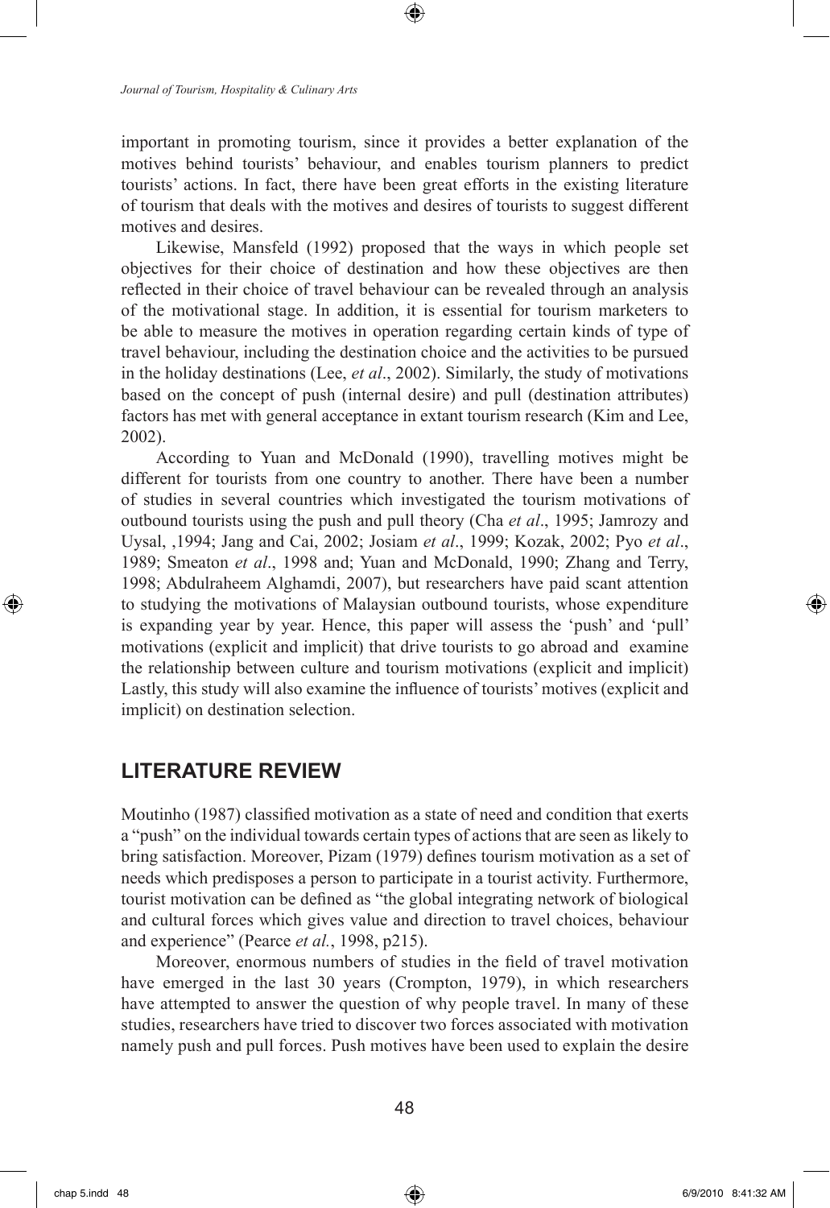important in promoting tourism, since it provides a better explanation of the motives behind tourists' behaviour, and enables tourism planners to predict tourists' actions. In fact, there have been great efforts in the existing literature of tourism that deals with the motives and desires of tourists to suggest different motives and desires.

Likewise, Mansfeld (1992) proposed that the ways in which people set objectives for their choice of destination and how these objectives are then reflected in their choice of travel behaviour can be revealed through an analysis of the motivational stage. In addition, it is essential for tourism marketers to be able to measure the motives in operation regarding certain kinds of type of travel behaviour, including the destination choice and the activities to be pursued in the holiday destinations (Lee, *et al*., 2002). Similarly, the study of motivations based on the concept of push (internal desire) and pull (destination attributes) factors has met with general acceptance in extant tourism research (Kim and Lee, 2002).

According to Yuan and McDonald (1990), travelling motives might be different for tourists from one country to another. There have been a number of studies in several countries which investigated the tourism motivations of outbound tourists using the push and pull theory (Cha *et al*., 1995; Jamrozy and Uysal, ,1994; Jang and Cai, 2002; Josiam *et al*., 1999; Kozak, 2002; Pyo *et al*., 1989; Smeaton *et al*., 1998 and; Yuan and McDonald, 1990; Zhang and Terry, 1998; Abdulraheem Alghamdi, 2007), but researchers have paid scant attention to studying the motivations of Malaysian outbound tourists, whose expenditure is expanding year by year. Hence, this paper will assess the 'push' and 'pull' motivations (explicit and implicit) that drive tourists to go abroad and examine the relationship between culture and tourism motivations (explicit and implicit) Lastly, this study will also examine the influence of tourists' motives (explicit and implicit) on destination selection.

## LITERATURE REVIEW

Moutinho (1987) classified motivation as a state of need and condition that exerts a "push" on the individual towards certain types of actions that are seen as likely to bring satisfaction. Moreover, Pizam (1979) defines tourism motivation as a set of needs which predisposes a person to participate in a tourist activity. Furthermore, tourist motivation can be defined as "the global integrating network of biological and cultural forces which gives value and direction to travel choices, behaviour and experience" (Pearce *et al.*, 1998, p215).

Moreover, enormous numbers of studies in the field of travel motivation have emerged in the last 30 years (Crompton, 1979), in which researchers have attempted to answer the question of why people travel. In many of these studies, researchers have tried to discover two forces associated with motivation namely push and pull forces. Push motives have been used to explain the desire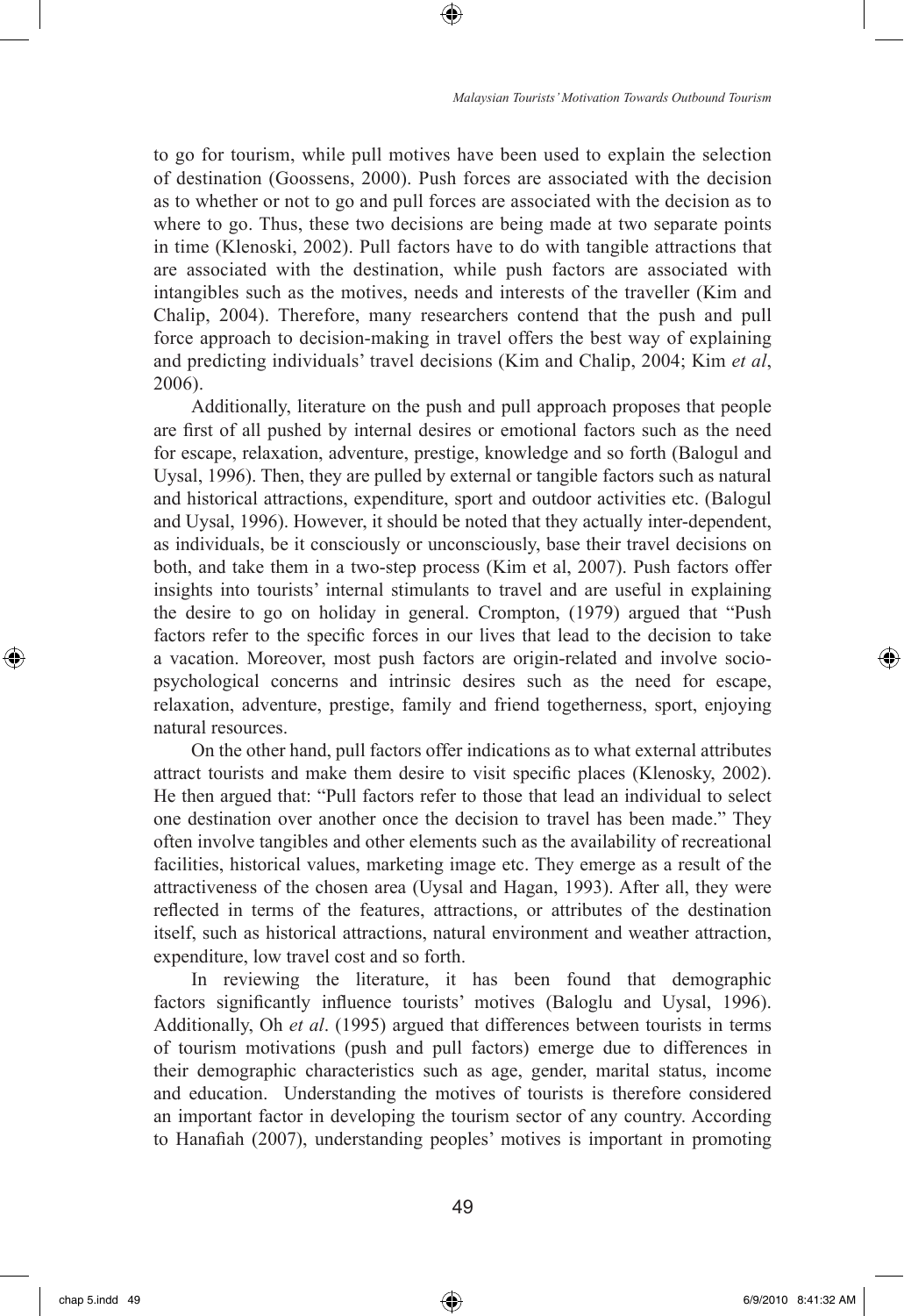to go for tourism, while pull motives have been used to explain the selection of destination (Goossens, 2000). Push forces are associated with the decision as to whether or not to go and pull forces are associated with the decision as to where to go. Thus, these two decisions are being made at two separate points in time (Klenoski, 2002). Pull factors have to do with tangible attractions that are associated with the destination, while push factors are associated with intangibles such as the motives, needs and interests of the traveller (Kim and Chalip, 2004). Therefore, many researchers contend that the push and pull force approach to decision-making in travel offers the best way of explaining and predicting individuals' travel decisions (Kim and Chalip, 2004; Kim *et al*, 2006).

Additionally, literature on the push and pull approach proposes that people are first of all pushed by internal desires or emotional factors such as the need for escape, relaxation, adventure, prestige, knowledge and so forth (Balogul and Uysal, 1996). Then, they are pulled by external or tangible factors such as natural and historical attractions, expenditure, sport and outdoor activities etc. (Balogul and Uysal, 1996). However, it should be noted that they actually inter-dependent, as individuals, be it consciously or unconsciously, base their travel decisions on both, and take them in a two-step process (Kim et al, 2007). Push factors offer insights into tourists' internal stimulants to travel and are useful in explaining the desire to go on holiday in general. Crompton, (1979) argued that "Push factors refer to the specific forces in our lives that lead to the decision to take a vacation. Moreover, most push factors are origin-related and involve socio-psychological concerns and intrinsic desires such as the need for escape, relaxation, adventure, prestige, family and friend togetherness, sport, enjoying natural resources.

On the other hand, pull factors offer indications as to what external attributes attract tourists and make them desire to visit specific places (Klenosky, 2002). He then argued that: "Pull factors refer to those that lead an individual to select one destination over another once the decision to travel has been made." They often involve tangibles and other elements such as the availability of recreational facilities, historical values, marketing image etc. They emerge as a result of the attractiveness of the chosen area (Uysal and Hagan, 1993). After all, they were reflected in terms of the features, attractions, or attributes of the destination itself, such as historical attractions, natural environment and weather attraction, expenditure, low travel cost and so forth.

In reviewing the literature, it has been found that demographic factors significantly influence tourists' motives (Baloglu and Uysal, 1996). Additionally, Oh *et al*. (1995) argued that differences between tourists in terms of tourism motivations (push and pull factors) emerge due to differences in their demographic characteristics such as age, gender, marital status, income and education. Understanding the motives of tourists is therefore considered an important factor in developing the tourism sector of any country. According to Hanafiah (2007), understanding peoples' motives is important in promoting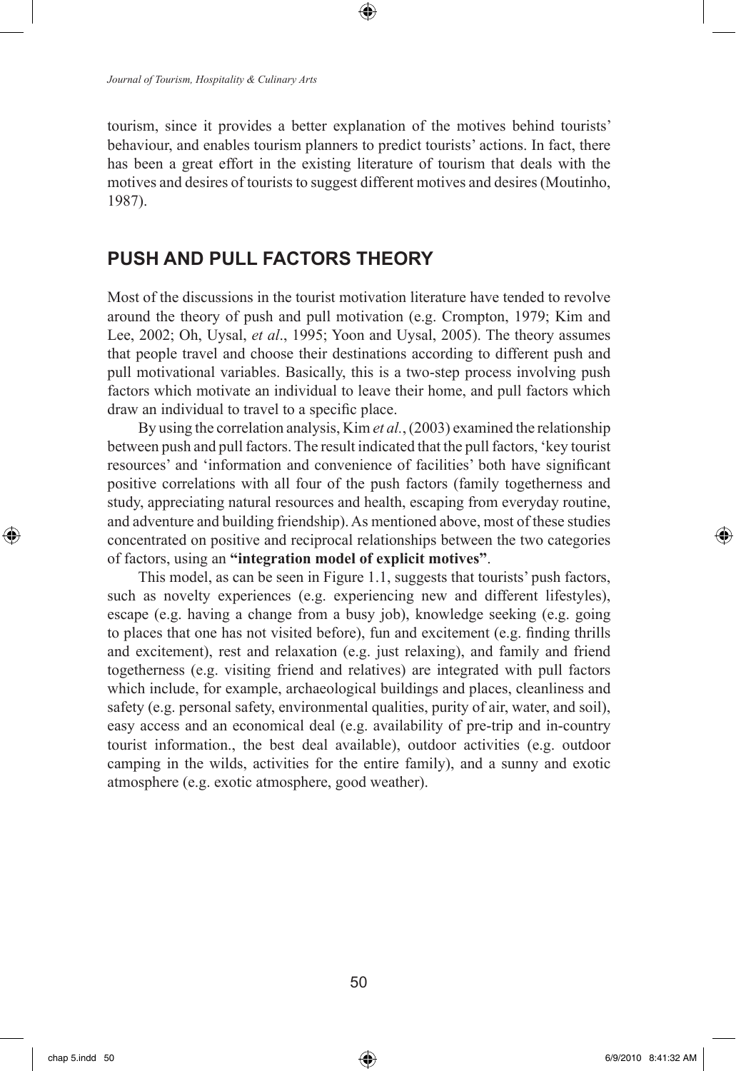tourism, since it provides a better explanation of the motives behind tourists' behaviour, and enables tourism planners to predict tourists' actions. In fact, there has been a great effort in the existing literature of tourism that deals with the motives and desires of tourists to suggest different motives and desires (Moutinho, 1987).

## PUSH AND PULL FACTORS THEORY

Most of the discussions in the tourist motivation literature have tended to revolve around the theory of push and pull motivation (e.g. Crompton, 1979; Kim and Lee, 2002; Oh, Uysal, *et al*., 1995; Yoon and Uysal, 2005). The theory assumes that people travel and choose their destinations according to different push and pull motivational variables. Basically, this is a two-step process involving push factors which motivate an individual to leave their home, and pull factors which draw an individual to travel to a specific place.

By using the correlation analysis, Kim *et al.*, (2003) examined the relationship between push and pull factors. The result indicated that the pull factors, 'key tourist resources' and 'information and convenience of facilities' both have significant positive correlations with all four of the push factors (family togetherness and study, appreciating natural resources and health, escaping from everyday routine, and adventure and building friendship). As mentioned above, most of these studies concentrated on positive and reciprocal relationships between the two categories of factors, using an **"integration model of explicit motives"**.

This model, as can be seen in Figure 1.1, suggests that tourists' push factors, such as novelty experiences (e.g. experiencing new and different lifestyles), escape (e.g. having a change from a busy job), knowledge seeking (e.g. going to places that one has not visited before), fun and excitement (e.g. finding thrills and excitement), rest and relaxation (e.g. just relaxing), and family and friend togetherness (e.g. visiting friend and relatives) are integrated with pull factors which include, for example, archaeological buildings and places, cleanliness and safety (e.g. personal safety, environmental qualities, purity of air, water, and soil), easy access and an economical deal (e.g. availability of pre-trip and in-country tourist information., the best deal available), outdoor activities (e.g. outdoor camping in the wilds, activities for the entire family), and a sunny and exotic atmosphere (e.g. exotic atmosphere, good weather).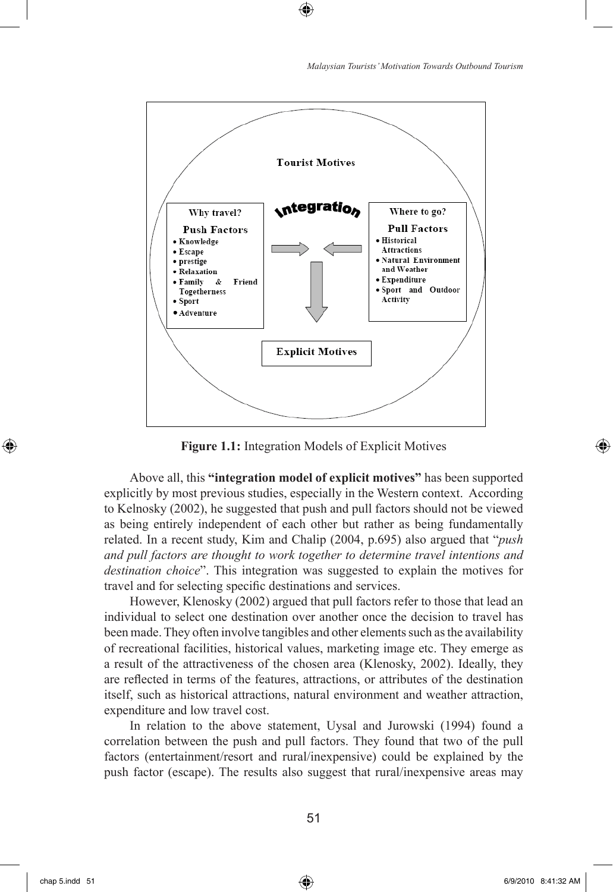**Tourist Motives**

**Integration**

Why travel?

**Push Factors**

- Knowledge
- Escape
- prestige
- Relaxation
- Family & Friend Togetherness
- Sport
- Adventure

Where to go?

**Pull Factors**

- Historical Attractions
- Natural Environment and Weather
- Expenditure
- Sport and Outdoor Activity

**Explicit Motives**

**Figure 1.1:** Integration Models of Explicit Motives

Above all, this **"integration model of explicit motives"** has been supported explicitly by most previous studies, especially in the Western context. According to Kelnosky (2002), he suggested that push and pull factors should not be viewed as being entirely independent of each other but rather as being fundamentally related. In a recent study, Kim and Chalip (2004, p.695) also argued that "*push and pull factors are thought to work together to determine travel intentions and destination choice*". This integration was suggested to explain the motives for travel and for selecting specific destinations and services.

However, Klenosky (2002) argued that pull factors refer to those that lead an individual to select one destination over another once the decision to travel has been made. They often involve tangibles and other elements such as the availability of recreational facilities, historical values, marketing image etc. They emerge as a result of the attractiveness of the chosen area (Klenosky, 2002). Ideally, they are reflected in terms of the features, attractions, or attributes of the destination itself, such as historical attractions, natural environment and weather attraction, expenditure and low travel cost.

In relation to the above statement, Uysal and Jurowski (1994) found a correlation between the push and pull factors. They found that two of the pull factors (entertainment/resort and rural/inexpensive) could be explained by the push factor (escape). The results also suggest that rural/inexpensive areas may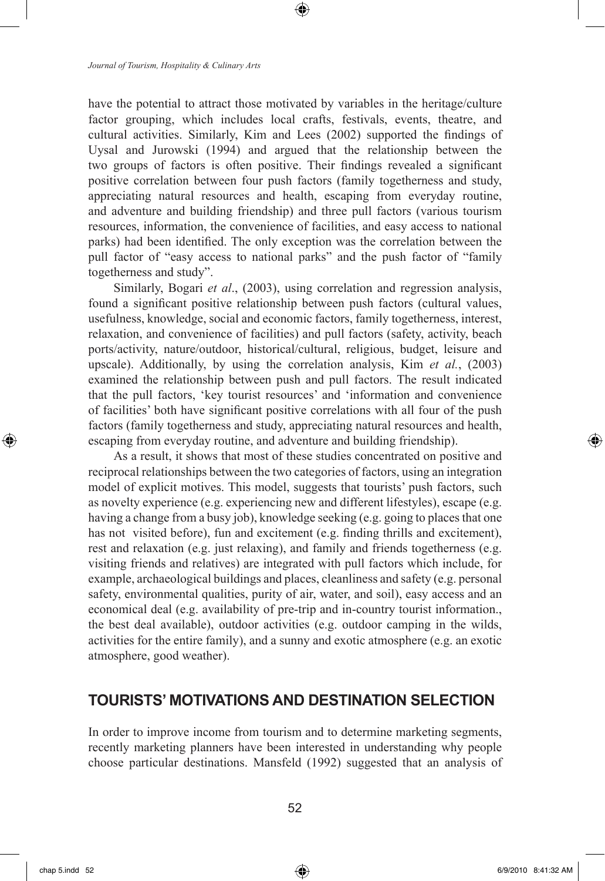have the potential to attract those motivated by variables in the heritage/culture factor grouping, which includes local crafts, festivals, events, theatre, and cultural activities. Similarly, Kim and Lees (2002) supported the findings of Uysal and Jurowski (1994) and argued that the relationship between the two groups of factors is often positive. Their findings revealed a significant positive correlation between four push factors (family togetherness and study, appreciating natural resources and health, escaping from everyday routine, and adventure and building friendship) and three pull factors (various tourism resources, information, the convenience of facilities, and easy access to national parks) had been identified. The only exception was the correlation between the pull factor of "easy access to national parks" and the push factor of "family togetherness and study".

Similarly, Bogari *et al*., (2003), using correlation and regression analysis, found a significant positive relationship between push factors (cultural values, usefulness, knowledge, social and economic factors, family togetherness, interest, relaxation, and convenience of facilities) and pull factors (safety, activity, beach ports/activity, nature/outdoor, historical/cultural, religious, budget, leisure and upscale). Additionally, by using the correlation analysis, Kim *et al.*, (2003) examined the relationship between push and pull factors. The result indicated that the pull factors, 'key tourist resources' and 'information and convenience of facilities' both have significant positive correlations with all four of the push factors (family togetherness and study, appreciating natural resources and health, escaping from everyday routine, and adventure and building friendship).

As a result, it shows that most of these studies concentrated on positive and reciprocal relationships between the two categories of factors, using an integration model of explicit motives. This model, suggests that tourists' push factors, such as novelty experience (e.g. experiencing new and different lifestyles), escape (e.g. having a change from a busy job), knowledge seeking (e.g. going to places that one has not visited before), fun and excitement (e.g. finding thrills and excitement), rest and relaxation (e.g. just relaxing), and family and friends togetherness (e.g. visiting friends and relatives) are integrated with pull factors which include, for example, archaeological buildings and places, cleanliness and safety (e.g. personal safety, environmental qualities, purity of air, water, and soil), easy access and an economical deal (e.g. availability of pre-trip and in-country tourist information., the best deal available), outdoor activities (e.g. outdoor camping in the wilds, activities for the entire family), and a sunny and exotic atmosphere (e.g. an exotic atmosphere, good weather).

## TOURISTS' MOTIVATIONS AND DESTINATION SELECTION

In order to improve income from tourism and to determine marketing segments, recently marketing planners have been interested in understanding why people choose particular destinations. Mansfeld (1992) suggested that an analysis of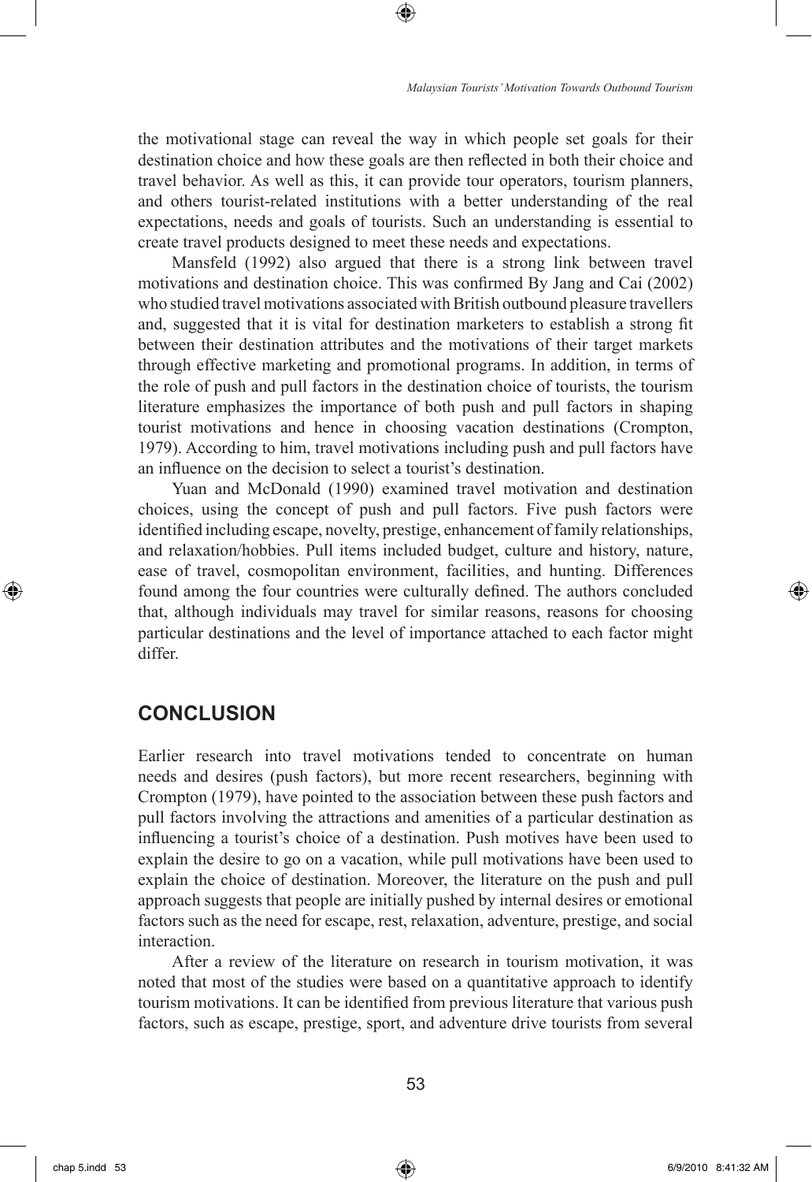the motivational stage can reveal the way in which people set goals for their destination choice and how these goals are then reflected in both their choice and travel behavior. As well as this, it can provide tour operators, tourism planners, and others tourist-related institutions with a better understanding of the real expectations, needs and goals of tourists. Such an understanding is essential to create travel products designed to meet these needs and expectations.

Mansfeld (1992) also argued that there is a strong link between travel motivations and destination choice. This was confirmed By Jang and Cai (2002) who studied travel motivations associated with British outbound pleasure travellers and, suggested that it is vital for destination marketers to establish a strong fit between their destination attributes and the motivations of their target markets through effective marketing and promotional programs. In addition, in terms of the role of push and pull factors in the destination choice of tourists, the tourism literature emphasizes the importance of both push and pull factors in shaping tourist motivations and hence in choosing vacation destinations (Crompton, 1979). According to him, travel motivations including push and pull factors have an influence on the decision to select a tourist's destination.

Yuan and McDonald (1990) examined travel motivation and destination choices, using the concept of push and pull factors. Five push factors were identified including escape, novelty, prestige, enhancement of family relationships, and relaxation/hobbies. Pull items included budget, culture and history, nature, ease of travel, cosmopolitan environment, facilities, and hunting. Differences found among the four countries were culturally defined. The authors concluded that, although individuals may travel for similar reasons, reasons for choosing particular destinations and the level of importance attached to each factor might differ.

## CONCLUSION

Earlier research into travel motivations tended to concentrate on human needs and desires (push factors), but more recent researchers, beginning with Crompton (1979), have pointed to the association between these push factors and pull factors involving the attractions and amenities of a particular destination as influencing a tourist's choice of a destination. Push motives have been used to explain the desire to go on a vacation, while pull motivations have been used to explain the choice of destination. Moreover, the literature on the push and pull approach suggests that people are initially pushed by internal desires or emotional factors such as the need for escape, rest, relaxation, adventure, prestige, and social interaction.

After a review of the literature on research in tourism motivation, it was noted that most of the studies were based on a quantitative approach to identify tourism motivations. It can be identified from previous literature that various push factors, such as escape, prestige, sport, and adventure drive tourists from several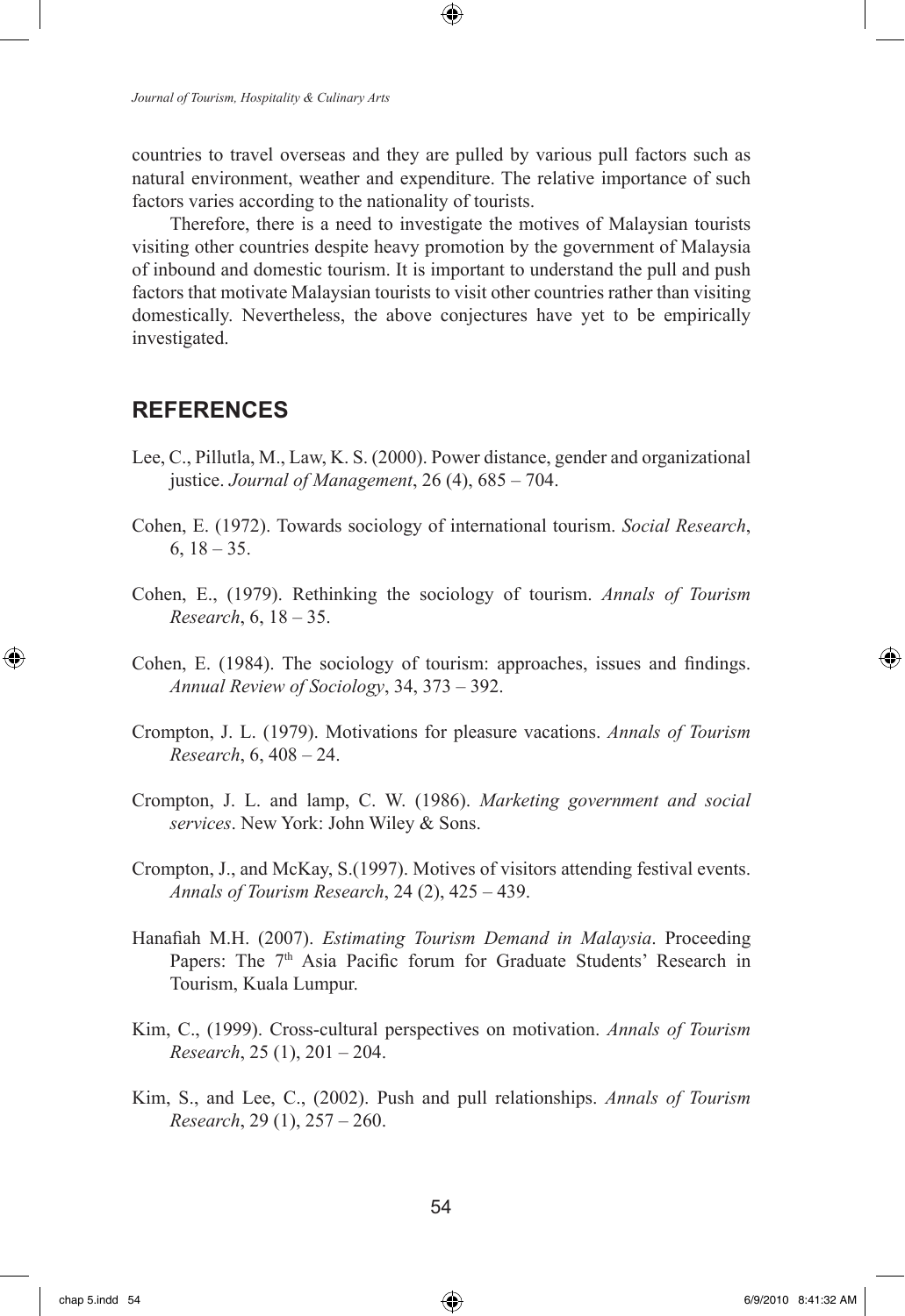countries to travel overseas and they are pulled by various pull factors such as natural environment, weather and expenditure. The relative importance of such factors varies according to the nationality of tourists.

Therefore, there is a need to investigate the motives of Malaysian tourists visiting other countries despite heavy promotion by the government of Malaysia of inbound and domestic tourism. It is important to understand the pull and push factors that motivate Malaysian tourists to visit other countries rather than visiting domestically. Nevertheless, the above conjectures have yet to be empirically investigated.

## REFERENCES

Lee, C., Pillutla, M., Law, K. S. (2000). Power distance, gender and organizational justice. *Journal of Management*, 26 (4), 685 – 704.

Cohen, E. (1972). Towards sociology of international tourism. *Social Research*, 6, 18 – 35.

Cohen, E., (1979). Rethinking the sociology of tourism. *Annals of Tourism Research*, 6, 18 – 35.

Cohen, E. (1984). The sociology of tourism: approaches, issues and findings. *Annual Review of Sociology*, 34, 373 – 392.

Crompton, J. L. (1979). Motivations for pleasure vacations. *Annals of Tourism Research*, 6, 408 – 24.

Crompton, J. L. and lamp, C. W. (1986). *Marketing government and social services*. New York: John Wiley & Sons.

Crompton, J., and McKay, S.(1997). Motives of visitors attending festival events. *Annals of Tourism Research*, 24 (2), 425 – 439.

Hanafiah M.H. (2007). *Estimating Tourism Demand in Malaysia*. Proceeding Papers: The 7th Asia Pacific forum for Graduate Students' Research in Tourism, Kuala Lumpur.

Kim, C., (1999). Cross-cultural perspectives on motivation. *Annals of Tourism Research*, 25 (1), 201 – 204.

Kim, S., and Lee, C., (2002). Push and pull relationships. *Annals of Tourism Research*, 29 (1), 257 – 260.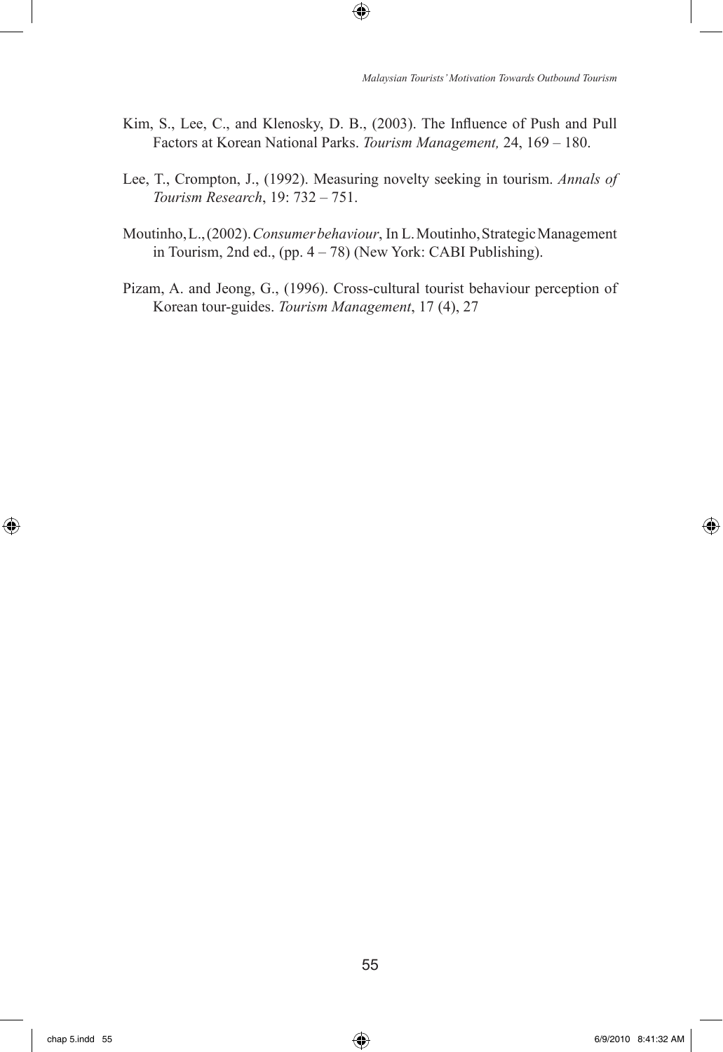Kim, S., Lee, C., and Klenosky, D. B., (2003). The Influence of Push and Pull Factors at Korean National Parks. *Tourism Management,* 24, 169 – 180.

Lee, T., Crompton, J., (1992). Measuring novelty seeking in tourism. *Annals of Tourism Research*, 19: 732 – 751.

Moutinho, L., (2002). *Consumer behaviour*, In L. Moutinho, Strategic Management in Tourism, 2nd ed., (pp. 4 – 78) (New York: CABI Publishing).

Pizam, A. and Jeong, G., (1996). Cross-cultural tourist behaviour perception of Korean tour-guides. *Tourism Management*, 17 (4), 27